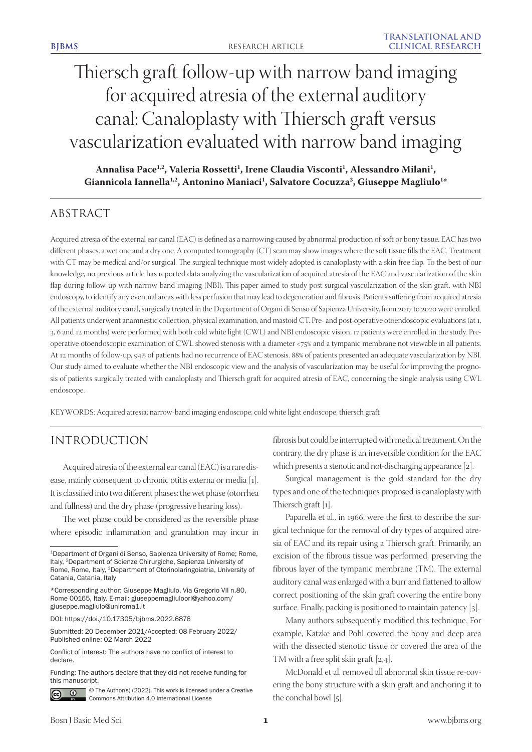# Thiersch graft follow-up with narrow band imaging for acquired atresia of the external auditory canal: Canaloplasty with Thiersch graft versus vascularization evaluated with narrow band imaging

**Annalisa Pace[1,2], Valeria Rossetti[1], Irene Claudia Visconti[1], Alessandro Milani[1], Giannicola Iannella[1,2], Antonino Maniaci[1], Salvatore Cocuzza[3], Giuseppe Magliulo[1]***

## ABSTRACT

Acquired atresia of the external ear canal (EAC) is defined as a narrowing caused by abnormal production of soft or bony tissue. EAC has two different phases, a wet one and a dry one. A computed tomography (CT) scan may show images where the soft tissue fills the EAC. Treatment with CT may be medical and/or surgical. The surgical technique most widely adopted is canaloplasty with a skin free flap. To the best of our knowledge, no previous article has reported data analyzing the vascularization of acquired atresia of the EAC and vascularization of the skin flap during follow-up with narrow-band imaging (NBI). This paper aimed to study post-surgical vascularization of the skin graft, with NBI endoscopy, to identify any eventual areas with less perfusion that may lead to degeneration and fibrosis. Patients suffering from acquired atresia of the external auditory canal, surgically treated in the Department of Organi di Senso of Sapienza University, from 2017 to 2020 were enrolled. All patients underwent anamnestic collection, physical examination, and mastoid CT. Pre- and post-operative otoendoscopic evaluations (at 1, 3, 6 and 12 months) were performed with both cold white light (CWL) and NBI endoscopic vision. 17 patients were enrolled in the study. Pre-operative otoendoscopic examination of CWL showed stenosis with a diameter <75% and a tympanic membrane not viewable in all patients. At 12 months of follow-up, 94% of patients had no recurrence of EAC stenosis. 88% of patients presented an adequate vascularization by NBI. Our study aimed to evaluate whether the NBI endoscopic view and the analysis of vascularization may be useful for improving the prognosis of patients surgically treated with canaloplasty and Thiersch graft for acquired atresia of EAC, concerning the single analysis using CWL endoscope.

KEYWORDS: Acquired atresia; narrow-band imaging endoscope; cold white light endoscope; thiersch graft

## INTRODUCTION

Acquired atresia of the external ear canal (EAC) is a rare disease, mainly consequent to chronic otitis externa or media [1]. It is classified into two different phases: the wet phase (otorrhea and fullness) and the dry phase (progressive hearing loss).

The wet phase could be considered as the reversible phase where episodic inflammation and granulation may incur in fibrosis but could be interrupted with medical treatment. On the contrary, the dry phase is an irreversible condition for the EAC which presents a stenotic and not-discharging appearance [2].

Surgical management is the gold standard for the dry types and one of the techniques proposed is canaloplasty with Thiersch graft [1].

Paparella et al., in 1966, were the first to describe the surgical technique for the removal of dry types of acquired atresia of EAC and its repair using a Thiersch graft. Primarily, an excision of the fibrous tissue was performed, preserving the fibrous layer of the tympanic membrane (TM). The external auditory canal was enlarged with a burr and flattened to allow correct positioning of the skin graft covering the entire bony surface. Finally, packing is positioned to maintain patency [3].

Many authors subsequently modified this technique. For example, Katzke and Pohl covered the bony and deep area with the dissected stenotic tissue or covered the area of the TM with a free split skin graft [2,4].

McDonald et al. removed all abnormal skin tissue re-covering the bony structure with a skin graft and anchoring it to the conchal bowl [5].

---

[1]Department of Organi di Senso, Sapienza University of Rome; Rome, Italy, [2]Department of Scienze Chirurgiche, Sapienza University of Rome, Rome, Italy, [3]Department of Otorinolaringoiatria, University of Catania, Catania, Italy

*Corresponding author: Giuseppe Magliulo, Via Gregorio VII n.80, Rome 00165, Italy. E-mail: giuseppemagliuloorl@yahoo.com/ giuseppe.magliulo@uniroma1.it

DOI: https://doi./10.17305/bjbms.2022.6876

Submitted: 20 December 2021/Accepted: 08 February 2022/ Published online: 02 March 2022

Conflict of interest: The authors have no conflict of interest to declare.

Funding: The authors declare that they did not receive funding for this manuscript.

© The Author(s) (2022). This work is licensed under a Creative Commons Attribution 4.0 International License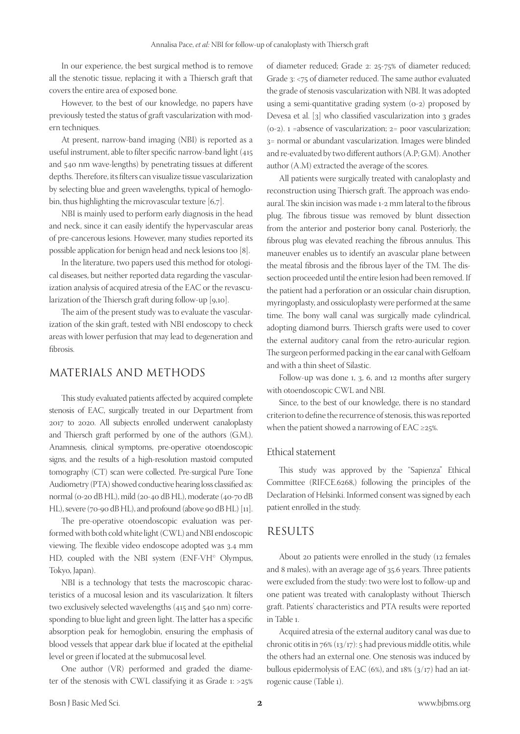In our experience, the best surgical method is to remove all the stenotic tissue, replacing it with a Thiersch graft that covers the entire area of exposed bone.

However, to the best of our knowledge, no papers have previously tested the status of graft vascularization with modern techniques.

At present, narrow-band imaging (NBI) is reported as a useful instrument, able to filter specific narrow-band light (415 and 540 nm wave-lengths) by penetrating tissues at different depths. Therefore, its filters can visualize tissue vascularization by selecting blue and green wavelengths, typical of hemoglobin, thus highlighting the microvascular texture [6,7].

NBI is mainly used to perform early diagnosis in the head and neck, since it can easily identify the hypervascular areas of pre-cancerous lesions. However, many studies reported its possible application for benign head and neck lesions too [8].

In the literature, two papers used this method for otological diseases, but neither reported data regarding the vascularization analysis of acquired atresia of the EAC or the revascularization of the Thiersch graft during follow-up [9,10].

The aim of the present study was to evaluate the vascularization of the skin graft, tested with NBI endoscopy to check areas with lower perfusion that may lead to degeneration and fibrosis.

## MATERIALS AND METHODS

This study evaluated patients affected by acquired complete stenosis of EAC, surgically treated in our Department from 2017 to 2020. All subjects enrolled underwent canaloplasty and Thiersch graft performed by one of the authors (G.M.). Anamnesis, clinical symptoms, pre-operative otoendoscopic signs, and the results of a high-resolution mastoid computed tomography (CT) scan were collected. Pre-surgical Pure Tone Audiometry (PTA) showed conductive hearing loss classified as: normal (0-20 dB HL), mild (20-40 dB HL), moderate (40-70 dB HL), severe (70-90 dB HL), and profound (above 90 dB HL) [11].

The pre-operative otoendoscopic evaluation was performed with both cold white light (CWL) and NBI endoscopic viewing. The flexible video endoscope adopted was 3.4 mm HD, coupled with the NBI system (ENF-VH® Olympus, Tokyo, Japan).

NBI is a technology that tests the macroscopic characteristics of a mucosal lesion and its vascularization. It filters two exclusively selected wavelengths (415 and 540 nm) corresponding to blue light and green light. The latter has a specific absorption peak for hemoglobin, ensuring the emphasis of blood vessels that appear dark blue if located at the epithelial level or green if located at the submucosal level.

One author (VR) performed and graded the diameter of the stenosis with CWL classifying it as Grade 1: >25% of diameter reduced; Grade 2: 25-75% of diameter reduced; Grade 3: <75 of diameter reduced. The same author evaluated the grade of stenosis vascularization with NBI. It was adopted using a semi-quantitative grading system (0-2) proposed by Devesa et al. [3] who classified vascularization into 3 grades (0-2). 1 =absence of vascularization; 2= poor vascularization; 3= normal or abundant vascularization. Images were blinded and re-evaluated by two different authors (A.P; G.M). Another author (A.M) extracted the average of the scores.

All patients were surgically treated with canaloplasty and reconstruction using Thiersch graft. The approach was endoaural. The skin incision was made 1-2 mm lateral to the fibrous plug. The fibrous tissue was removed by blunt dissection from the anterior and posterior bony canal. Posteriorly, the fibrous plug was elevated reaching the fibrous annulus. This maneuver enables us to identify an avascular plane between the meatal fibrosis and the fibrous layer of the TM. The dissection proceeded until the entire lesion had been removed. If the patient had a perforation or an ossicular chain disruption, myringoplasty, and ossiculoplasty were performed at the same time. The bony wall canal was surgically made cylindrical, adopting diamond burrs. Thiersch grafts were used to cover the external auditory canal from the retro-auricular region. The surgeon performed packing in the ear canal with Gelfoam and with a thin sheet of Silastic.

Follow-up was done 1, 3, 6, and 12 months after surgery with otoendoscopic CWL and NBI.

Since, to the best of our knowledge, there is no standard criterion to define the recurrence of stenosis, this was reported when the patient showed a narrowing of EAC ≥25%.

### Ethical statement

This study was approved by the "Sapienza" Ethical Committee (RIF.CE.6268,) following the principles of the Declaration of Helsinki. Informed consent was signed by each patient enrolled in the study.

## RESULTS

About 20 patients were enrolled in the study (12 females and 8 males), with an average age of 35.6 years. Three patients were excluded from the study: two were lost to follow-up and one patient was treated with canaloplasty without Thiersch graft. Patients' characteristics and PTA results were reported in Table 1.

Acquired atresia of the external auditory canal was due to chronic otitis in 76% (13/17): 5 had previous middle otitis, while the others had an external one. One stenosis was induced by bullous epidermolysis of EAC (6%), and 18% (3/17) had an iatrogenic cause (Table 1).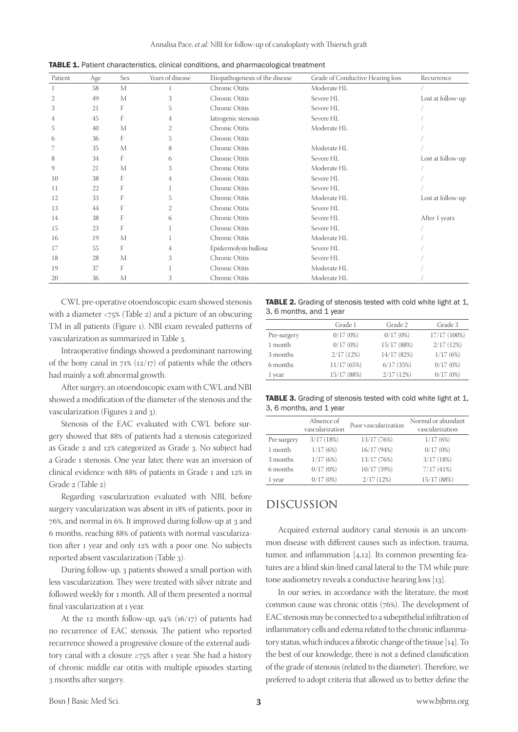**TABLE 1.** Patient characteristics, clinical conditions, and pharmacological treatment

| Patient | Age | Sex | Years of disease | Etiopathogenesis of the disease | Grade of Conductive Hearing loss | Recurrence |
|---|---|---|---|---|---|---|
| 1 | 58 | M | 1 | Chronic Otitis | Moderate HL | / |
| 2 | 49 | M | 3 | Chronic Otitis | Severe HL | Lost at follow-up |
| 3 | 21 | F | 5 | Chronic Otitis | Severe HL | / |
| 4 | 45 | F | 4 | Iatrogenic stenosis | Severe HL | / |
| 5 | 40 | M | 2 | Chronic Otitis | Moderate HL | / |
| 6 | 36 | F | 5 | Chronic Otitis | | / |
| 7 | 35 | M | 8 | Chronic Otitis | Moderate HL | / |
| 8 | 34 | F | 6 | Chronic Otitis | Severe HL | Lost at follow-up |
| 9 | 21 | M | 3 | Chronic Otitis | Moderate HL | / |
| 10 | 38 | F | 4 | Chronic Otitis | Severe HL | / |
| 11 | 22 | F | 1 | Chronic Otitis | Severe HL | / |
| 12 | 33 | F | 5 | Chronic Otitis | Moderate HL | Lost at follow-up |
| 13 | 44 | F | 2 | Chronic Otitis | Severe HL | / |
| 14 | 38 | F | 6 | Chronic Otitis | Severe HL | After 1 years |
| 15 | 23 | F | 1 | Chronic Otitis | Severe HL | / |
| 16 | 19 | M | 1 | Chronic Otitis | Moderate HL | / |
| 17 | 55 | F | 4 | Epidermolysis bullosa | Severe HL | / |
| 18 | 28 | M | 3 | Chronic Otitis | Severe HL | / |
| 19 | 37 | F | 1 | Chronic Otitis | Moderate HL | / |
| 20 | 36 | M | 3 | Chronic Otitis | Moderate HL | / |

CWL pre-operative otoendoscopic exam showed stenosis with a diameter <75% (Table 2) and a picture of an obscuring TM in all patients (Figure 1). NBI exam revealed patterns of vascularization as summarized in Table 3.

Intraoperative findings showed a predominant narrowing of the bony canal in 71% (12/17) of patients while the others had mainly a soft abnormal growth.

After surgery, an otoendoscopic exam with CWL and NBI showed a modification of the diameter of the stenosis and the vascularization (Figures 2 and 3).

Stenosis of the EAC evaluated with CWL before surgery showed that 88% of patients had a stenosis categorized as Grade 2 and 12% categorized as Grade 3. No subject had a Grade 1 stenosis. One year later, there was an inversion of clinical evidence with 88% of patients in Grade 1 and 12% in Grade 2 (Table 2)

Regarding vascularization evaluated with NBI, before surgery vascularization was absent in 18% of patients, poor in 76%, and normal in 6%. It improved during follow-up at 3 and 6 months, reaching 88% of patients with normal vascularization after 1 year and only 12% with a poor one. No subjects reported absent vascularization (Table 3).

During follow-up, 3 patients showed a small portion with less vascularization. They were treated with silver nitrate and followed weekly for 1 month. All of them presented a normal final vascularization at 1 year.

At the 12 month follow-up, 94% (16/17) of patients had no recurrence of EAC stenosis. The patient who reported recurrence showed a progressive closure of the external auditory canal with a closure ≥75% after 1 year. She had a history of chronic middle ear otitis with multiple episodes starting 3 months after surgery.

**TABLE 2.** Grading of stenosis tested with cold white light at 1, 3, 6 months, and 1 year

| | Grade 1 | Grade 2 | Grade 3 |
|---|---|---|---|
| Pre-surgery | 0/17 (0%) | 0/17 (0%) | 17/17 (100%) |
| 1 month | 0/17 (0%) | 15/17 (88%) | 2/17 (12%) |
| 3 months | 2/17 (12%) | 14/17 (82%) | 1/17 (6%) |
| 6 months | 11/17 (65%) | 6/17 (35%) | 0/17 (0%) |
| 1 year | 15/17 (88%) | 2/17 (12%) | 0/17 (0%) |

**TABLE 3.** Grading of stenosis tested with cold white light at 1, 3, 6 months, and 1 year

| | Absence of vascularization | Poor vascularization | Normal or abundant vascularization |
|---|---|---|---|
| Pre surgery | 3/17 (18%) | 13/17 (76%) | 1/17 (6%) |
| 1 month | 1/17 (6%) | 16/17 (94%) | 0/17 (0%) |
| 3 months | 1/17 (6%) | 13/17 (76%) | 3/17 (18%) |
| 6 months | 0/17 (0%) | 10/17 (59%) | 7/17 (41%) |
| 1 year | 0/17 (0%) | 2/17 (12%) | 15/17 (88%) |

## DISCUSSION

Acquired external auditory canal stenosis is an uncommon disease with different causes such as infection, trauma, tumor, and inflammation [4,12]. Its common presenting features are a blind skin-lined canal lateral to the TM while pure tone audiometry reveals a conductive hearing loss [13].

In our series, in accordance with the literature, the most common cause was chronic otitis (76%). The development of EAC stenosis may be connected to a subepithelial infiltration of inflammatory cells and edema related to the chronic inflammatory status, which induces a fibrotic change of the tissue [14]. To the best of our knowledge, there is not a defined classification of the grade of stenosis (related to the diameter). Therefore, we preferred to adopt criteria that allowed us to better define the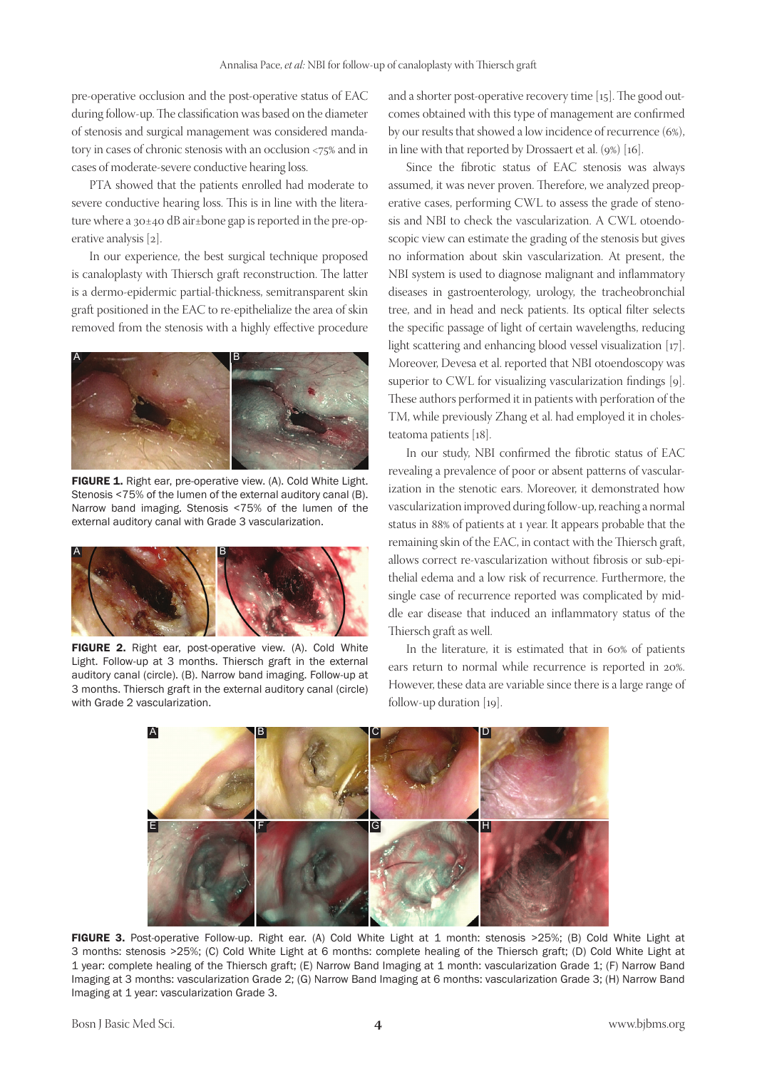pre-operative occlusion and the post-operative status of EAC during follow-up. The classification was based on the diameter of stenosis and surgical management was considered mandatory in cases of chronic stenosis with an occlusion <75% and in cases of moderate-severe conductive hearing loss.

PTA showed that the patients enrolled had moderate to severe conductive hearing loss. This is in line with the literature where a 30±40 dB air±bone gap is reported in the pre-operative analysis [2].

In our experience, the best surgical technique proposed is canaloplasty with Thiersch graft reconstruction. The latter is a dermo-epidermic partial-thickness, semitransparent skin graft positioned in the EAC to re-epithelialize the area of skin removed from the stenosis with a highly effective procedure and a shorter post-operative recovery time [15]. The good outcomes obtained with this type of management are confirmed by our results that showed a low incidence of recurrence (6%), in line with that reported by Drossaert et al. (9%) [16].

Since the fibrotic status of EAC stenosis was always assumed, it was never proven. Therefore, we analyzed preoperative cases, performing CWL to assess the grade of stenosis and NBI to check the vascularization. A CWL otoendoscopic view can estimate the grading of the stenosis but gives no information about skin vascularization. At present, the NBI system is used to diagnose malignant and inflammatory diseases in gastroenterology, urology, the tracheobronchial tree, and in head and neck patients. Its optical filter selects the specific passage of light of certain wavelengths, reducing light scattering and enhancing blood vessel visualization [17]. Moreover, Devesa et al. reported that NBI otoendoscopy was superior to CWL for visualizing vascularization findings [9]. These authors performed it in patients with perforation of the TM, while previously Zhang et al. had employed it in cholesteatoma patients [18].

In our study, NBI confirmed the fibrotic status of EAC revealing a prevalence of poor or absent patterns of vascularization in the stenotic ears. Moreover, it demonstrated how vascularization improved during follow-up, reaching a normal status in 88% of patients at 1 year. It appears probable that the remaining skin of the EAC, in contact with the Thiersch graft, allows correct re-vascularization without fibrosis or sub-epithelial edema and a low risk of recurrence. Furthermore, the single case of recurrence reported was complicated by middle ear disease that induced an inflammatory status of the Thiersch graft as well.

In the literature, it is estimated that in 60% of patients ears return to normal while recurrence is reported in 20%. However, these data are variable since there is a large range of follow-up duration [19].

**FIGURE 1.** Right ear, pre-operative view. (A). Cold White Light. Stenosis <75% of the lumen of the external auditory canal (B). Narrow band imaging. Stenosis <75% of the lumen of the external auditory canal with Grade 3 vascularization.

**FIGURE 2.** Right ear, post-operative view. (A). Cold White Light. Follow-up at 3 months. Thiersch graft in the external auditory canal (circle). (B). Narrow band imaging. Follow-up at 3 months. Thiersch graft in the external auditory canal (circle) with Grade 2 vascularization.

**FIGURE 3.** Post-operative Follow-up. Right ear. (A) Cold White Light at 1 month: stenosis >25%; (B) Cold White Light at 3 months: stenosis >25%; (C) Cold White Light at 6 months: complete healing of the Thiersch graft; (D) Cold White Light at 1 year: complete healing of the Thiersch graft; (E) Narrow Band Imaging at 1 month: vascularization Grade 1; (F) Narrow Band Imaging at 3 months: vascularization Grade 2; (G) Narrow Band Imaging at 6 months: vascularization Grade 3; (H) Narrow Band Imaging at 1 year: vascularization Grade 3.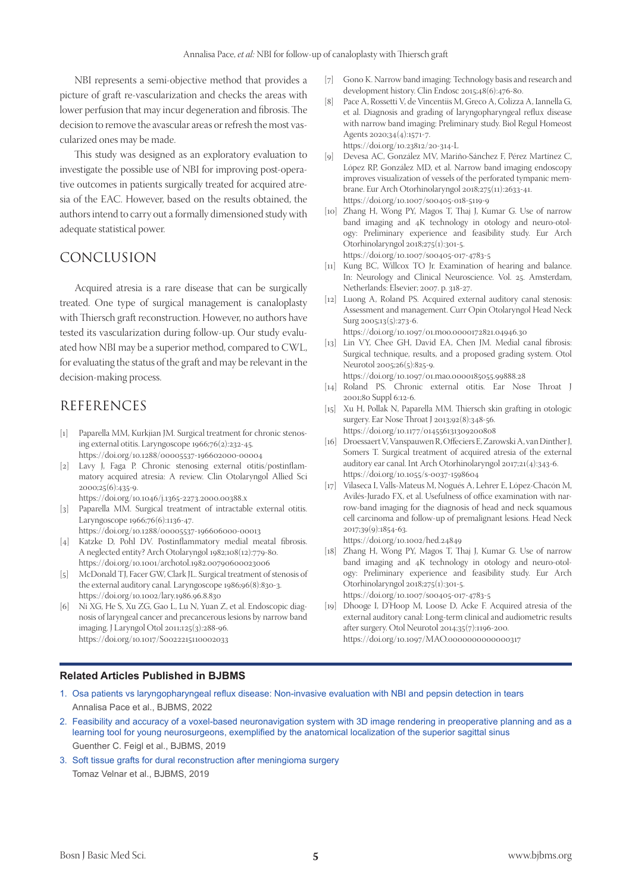NBI represents a semi-objective method that provides a picture of graft re-vascularization and checks the areas with lower perfusion that may incur degeneration and fibrosis. The decision to remove the avascular areas or refresh the most vascularized ones may be made.

This study was designed as an exploratory evaluation to investigate the possible use of NBI for improving post-operative outcomes in patients surgically treated for acquired atresia of the EAC. However, based on the results obtained, the authors intend to carry out a formally dimensioned study with adequate statistical power.

## CONCLUSION

Acquired atresia is a rare disease that can be surgically treated. One type of surgical management is canaloplasty with Thiersch graft reconstruction. However, no authors have tested its vascularization during follow-up. Our study evaluated how NBI may be a superior method, compared to CWL, for evaluating the status of the graft and may be relevant in the decision-making process.

## REFERENCES

[1] Paparella MM, Kurkjian JM. Surgical treatment for chronic stenosing external otitis. Laryngoscope 1966;76(2):232-45. https://doi.org/10.1288/00005537-196602000-00004

[2] Lavy J, Fagan P. Chronic stenosing external otitis/postinflammatory acquired atresia: A review. Clin Otolaryngol Allied Sci 2000;25(6):435-9. https://doi.org/10.1046/j.1365-2273.2000.00388.x

[3] Paparella MM. Surgical treatment of intractable external otitis. Laryngoscope 1966;76(6):1136-47. https://doi.org/10.1288/00005537-196606000-00013

[4] Katzke D, Pohl DV. Postinflammatory medial meatal fibrosis. A neglected entity? Arch Otolaryngol 1982;108(12):779-80. https://doi.org/10.1001/archotol.1982.00790600023006

[5] McDonald TJ, Facer GW, Clark JL. Surgical treatment of stenosis of the external auditory canal. Laryngoscope 1986;96(8):830-3. https://doi.org/10.1002/lary.1986.96.8.830

[6] Ni XG, He S, Xu ZG, Gao L, Lu N, Yuan Z, et al. Endoscopic diagnosis of laryngeal cancer and precancerous lesions by narrow band imaging. J Laryngol Otol 2011;125(3):288-96. https://doi.org/10.1017/S0022215110002033

[7] Gono K. Narrow band imaging: Technology basis and research and development history. Clin Endosc 2015;48(6):476-80.

[8] Pace A, Rossetti V, de Vincentiis M, Greco A, Colizza A, Iannella G, et al. Diagnosis and grading of laryngopharyngeal reflux disease with narrow band imaging: Preliminary study. Biol Regul Homeost Agents 2020;34(4):1571-7. https://doi.org/10.23812/20-314-L

[9] Devesa AC, González MV, Mariño-Sánchez F, Pérez Martínez C, López RP, González MD, et al. Narrow band imaging endoscopy improves visualization of vessels of the perforated tympanic membrane. Eur Arch Otorhinolaryngol 2018;275(11):2633-41. https://doi.org/10.1007/s00405-018-5119-9

[10] Zhang H, Wong PY, Magos T, Thaj J, Kumar G. Use of narrow band imaging and 4K technology in otology and neuro-otology: Preliminary experience and feasibility study. Eur Arch Otorhinolaryngol 2018;275(1):301-5. https://doi.org/10.1007/s00405-017-4783-5

[11] Kung BC, Willcox TO Jr. Examination of hearing and balance. In: Neurology and Clinical Neuroscience. Vol. 25. Amsterdam, Netherlands: Elsevier; 2007. p. 318-27.

[12] Luong A, Roland PS. Acquired external auditory canal stenosis: Assessment and management. Curr Opin Otolaryngol Head Neck Surg 2005;13(5):273-6. https://doi.org/10.1097/01.moo.0000172821.04946.30

[13] Lin VY, Chee GH, David EA, Chen JM. Medial canal fibrosis: Surgical technique, results, and a proposed grading system. Otol Neurotol 2005;26(5):825-9. https://doi.org/10.1097/01.mao.0000185055.99888.28

[14] Roland PS. Chronic external otitis. Ear Nose Throat J 2001;80 Suppl 6:12-6.

[15] Xu H, Pollak N, Paparella MM. Thiersch skin grafting in otologic surgery. Ear Nose Throat J 2013;92(8):348-56. https://doi.org/10.1177/014556131309200808

[16] Droessaert V, Vanspauwen R, Offeciers E, Zarowski A, van Dinther J, Somers T. Surgical treatment of acquired atresia of the external auditory ear canal. Int Arch Otorhinolaryngol 2017;21(4):343-6. https://doi.org/10.1055/s-0037-1598604

[17] Vilaseca I, Valls-Mateus M, Nogués A, Lehrer E, López-Chacón M, Avilés-Jurado FX, et al. Usefulness of office examination with narrow-band imaging for the diagnosis of head and neck squamous cell carcinoma and follow-up of premalignant lesions. Head Neck 2017;39(9):1854-63. https://doi.org/10.1002/hed.24849

[18] Zhang H, Wong PY, Magos T, Thaj J, Kumar G. Use of narrow band imaging and 4K technology in otology and neuro-otology: Preliminary experience and feasibility study. Eur Arch Otorhinolaryngol 2018;275(1):301-5. https://doi.org/10.1007/s00405-017-4783-5

[19] Dhooge I, D'Hoop M, Loose D, Acke F. Acquired atresia of the external auditory canal: Long-term clinical and audiometric results after surgery. Otol Neurotol 2014;35(7):1196-200. https://doi.org/10.1097/MAO.0000000000000317

### Related Articles Published in BJBMS

1. Osa patients vs laryngopharyngeal reflux disease: Non-invasive evaluation with NBI and pepsin detection in tears
Annalisa Pace et al., BJBMS, 2022

2. Feasibility and accuracy of a voxel-based neuronavigation system with 3D image rendering in preoperative planning and as a learning tool for young neurosurgeons, exemplified by the anatomical localization of the superior sagittal sinus
Guenther C. Feigl et al., BJBMS, 2019

3. Soft tissue grafts for dural reconstruction after meningioma surgery
Tomaz Velnar et al., BJBMS, 2019